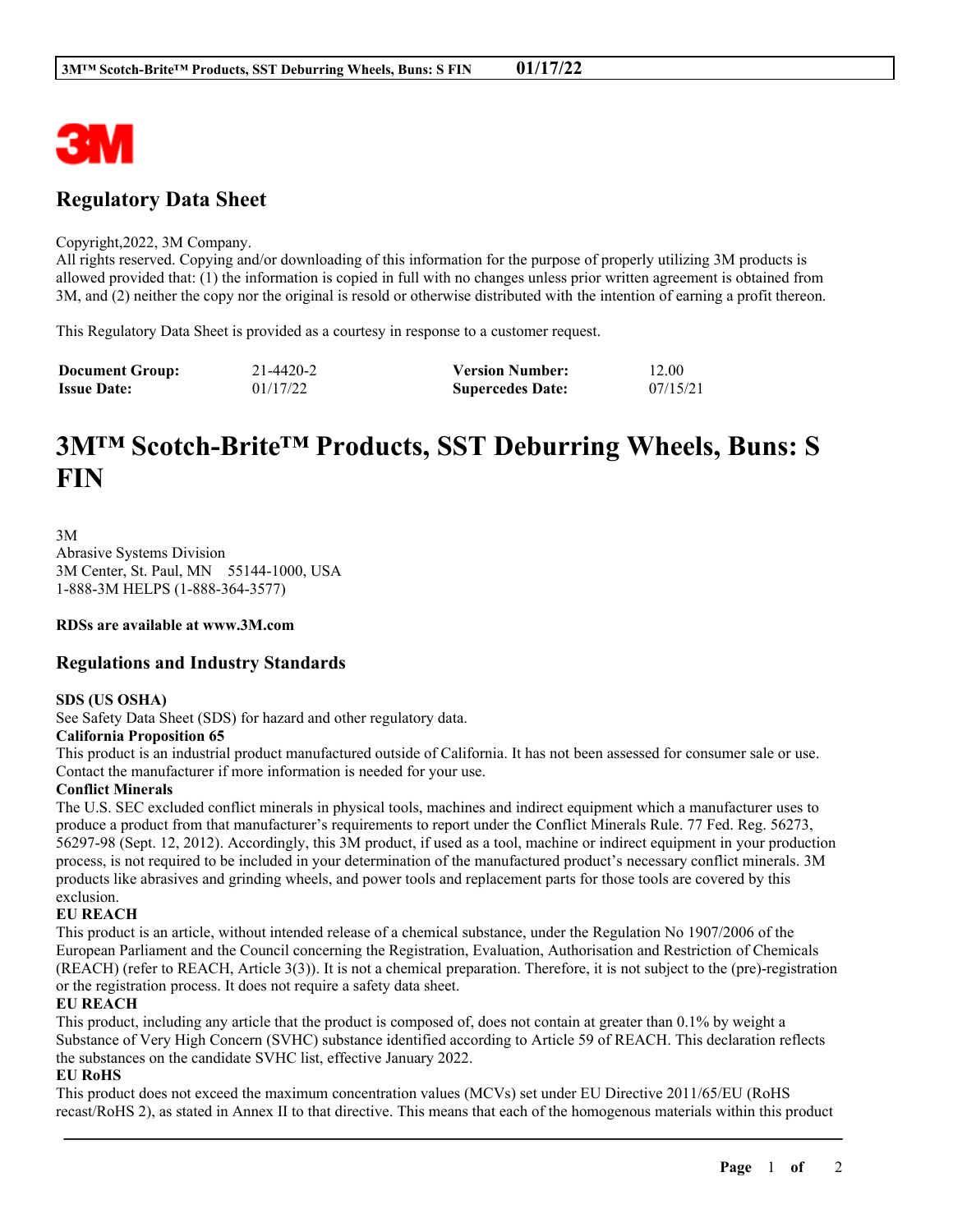# Regulatory Data Sheet

Copyright,2022, 3M Company.
All rights reserved. Copying and/or downloading of this information for the purpose of properly utilizing 3M products is allowed provided that: (1) the information is copied in full with no changes unless prior written agreement is obtained from 3M, and (2) neither the copy nor the original is resold or otherwise distributed with the intention of earning a profit thereon.

This Regulatory Data Sheet is provided as a courtesy in response to a customer request.

| **Document Group:** | 21-4420-2 | **Version Number:** | 12.00 |
|---|---|---|---|
| **Issue Date:** | 01/17/22 | **Supercedes Date:** | 07/15/21 |

# 3M™ Scotch-Brite™ Products, SST Deburring Wheels, Buns: S FIN

3M
Abrasive Systems Division
3M Center, St. Paul, MN 55144-1000, USA
1-888-3M HELPS (1-888-364-3577)

**RDSs are available at www.3M.com**

## Regulations and Industry Standards

**SDS (US OSHA)**
See Safety Data Sheet (SDS) for hazard and other regulatory data.

**California Proposition 65**
This product is an industrial product manufactured outside of California. It has not been assessed for consumer sale or use. Contact the manufacturer if more information is needed for your use.

**Conflict Minerals**
The U.S. SEC excluded conflict minerals in physical tools, machines and indirect equipment which a manufacturer uses to produce a product from that manufacturer's requirements to report under the Conflict Minerals Rule. 77 Fed. Reg. 56273, 56297-98 (Sept. 12, 2012). Accordingly, this 3M product, if used as a tool, machine or indirect equipment in your production process, is not required to be included in your determination of the manufactured product's necessary conflict minerals. 3M products like abrasives and grinding wheels, and power tools and replacement parts for those tools are covered by this exclusion.

**EU REACH**
This product is an article, without intended release of a chemical substance, under the Regulation No 1907/2006 of the European Parliament and the Council concerning the Registration, Evaluation, Authorisation and Restriction of Chemicals (REACH) (refer to REACH, Article 3(3)). It is not a chemical preparation. Therefore, it is not subject to the (pre)-registration or the registration process. It does not require a safety data sheet.

**EU REACH**
This product, including any article that the product is composed of, does not contain at greater than 0.1% by weight a Substance of Very High Concern (SVHC) substance identified according to Article 59 of REACH. This declaration reflects the substances on the candidate SVHC list, effective January 2022.

**EU RoHS**
This product does not exceed the maximum concentration values (MCVs) set under EU Directive 2011/65/EU (RoHS recast/RoHS 2), as stated in Annex II to that directive. This means that each of the homogenous materials within this product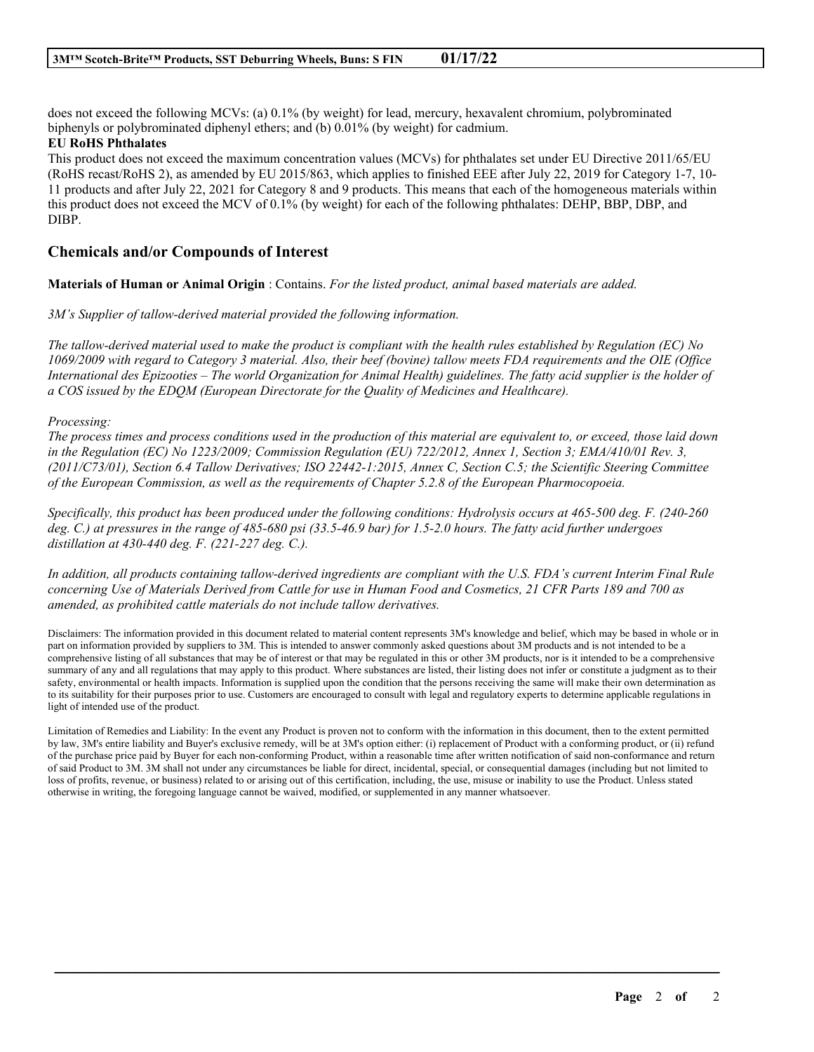does not exceed the following MCVs: (a) 0.1% (by weight) for lead, mercury, hexavalent chromium, polybrominated biphenyls or polybrominated diphenyl ethers; and (b) 0.01% (by weight) for cadmium.

**EU RoHS Phthalates**

This product does not exceed the maximum concentration values (MCVs) for phthalates set under EU Directive 2011/65/EU (RoHS recast/RoHS 2), as amended by EU 2015/863, which applies to finished EEE after July 22, 2019 for Category 1-7, 10-11 products and after July 22, 2021 for Category 8 and 9 products. This means that each of the homogeneous materials within this product does not exceed the MCV of 0.1% (by weight) for each of the following phthalates: DEHP, BBP, DBP, and DIBP.

## Chemicals and/or Compounds of Interest

**Materials of Human or Animal Origin** : Contains. *For the listed product, animal based materials are added.*

*3M's Supplier of tallow-derived material provided the following information.*

*The tallow-derived material used to make the product is compliant with the health rules established by Regulation (EC) No 1069/2009 with regard to Category 3 material. Also, their beef (bovine) tallow meets FDA requirements and the OIE (Office International des Epizooties – The world Organization for Animal Health) guidelines. The fatty acid supplier is the holder of a COS issued by the EDQM (European Directorate for the Quality of Medicines and Healthcare).*

*Processing:*
*The process times and process conditions used in the production of this material are equivalent to, or exceed, those laid down in the Regulation (EC) No 1223/2009; Commission Regulation (EU) 722/2012, Annex 1, Section 3; EMA/410/01 Rev. 3, (2011/C73/01), Section 6.4 Tallow Derivatives; ISO 22442-1:2015, Annex C, Section C.5; the Scientific Steering Committee of the European Commission, as well as the requirements of Chapter 5.2.8 of the European Pharmocopoeia.*

*Specifically, this product has been produced under the following conditions: Hydrolysis occurs at 465-500 deg. F. (240-260 deg. C.) at pressures in the range of 485-680 psi (33.5-46.9 bar) for 1.5-2.0 hours. The fatty acid further undergoes distillation at 430-440 deg. F. (221-227 deg. C.).*

*In addition, all products containing tallow-derived ingredients are compliant with the U.S. FDA's current Interim Final Rule concerning Use of Materials Derived from Cattle for use in Human Food and Cosmetics, 21 CFR Parts 189 and 700 as amended, as prohibited cattle materials do not include tallow derivatives.*

Disclaimers: The information provided in this document related to material content represents 3M's knowledge and belief, which may be based in whole or in part on information provided by suppliers to 3M. This is intended to answer commonly asked questions about 3M products and is not intended to be a comprehensive listing of all substances that may be of interest or that may be regulated in this or other 3M products, nor is it intended to be a comprehensive summary of any and all regulations that may apply to this product. Where substances are listed, their listing does not infer or constitute a judgment as to their safety, environmental or health impacts. Information is supplied upon the condition that the persons receiving the same will make their own determination as to its suitability for their purposes prior to use. Customers are encouraged to consult with legal and regulatory experts to determine applicable regulations in light of intended use of the product.

Limitation of Remedies and Liability: In the event any Product is proven not to conform with the information in this document, then to the extent permitted by law, 3M's entire liability and Buyer's exclusive remedy, will be at 3M's option either: (i) replacement of Product with a conforming product, or (ii) refund of the purchase price paid by Buyer for each non-conforming Product, within a reasonable time after written notification of said non-conformance and return of said Product to 3M. 3M shall not under any circumstances be liable for direct, incidental, special, or consequential damages (including but not limited to loss of profits, revenue, or business) related to or arising out of this certification, including, the use, misuse or inability to use the Product. Unless stated otherwise in writing, the foregoing language cannot be waived, modified, or supplemented in any manner whatsoever.